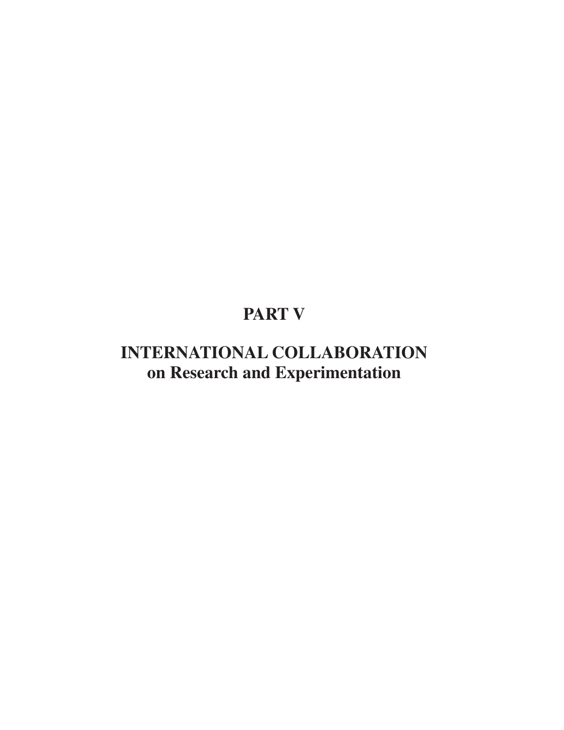# PART V

## INTERNATIONAL COLLABORATION
## on Research and Experimentation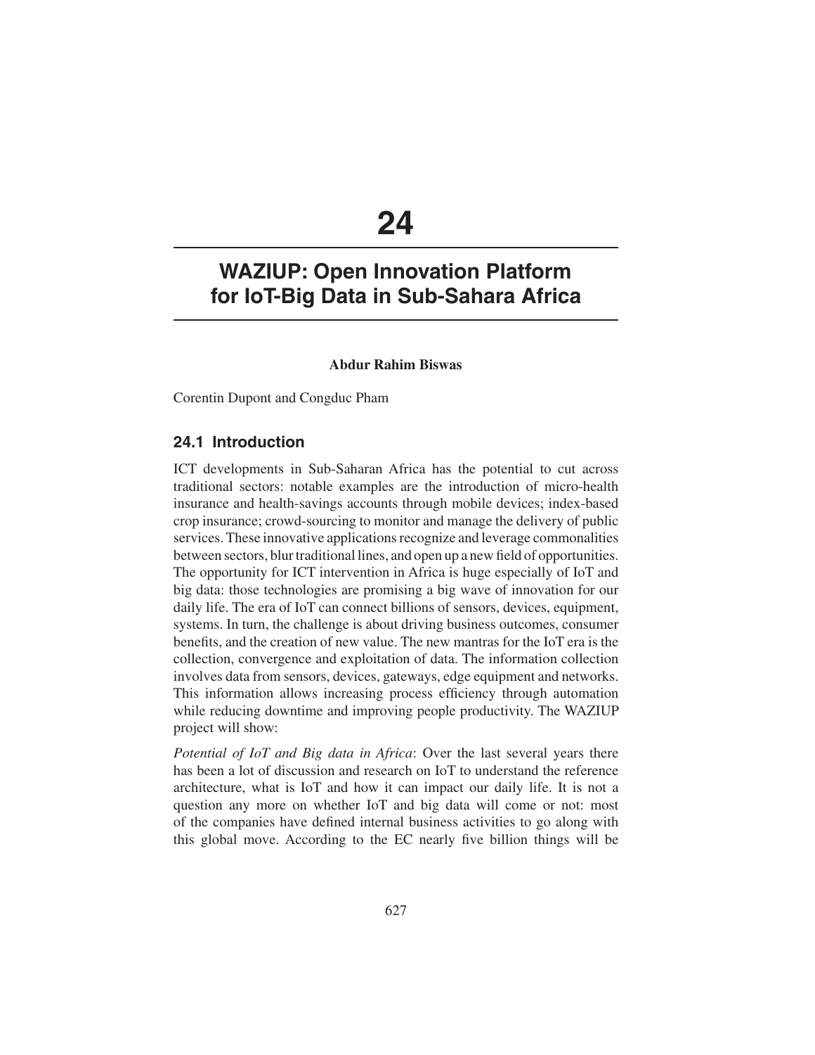# 24

# WAZIUP: Open Innovation Platform for IoT-Big Data in Sub-Sahara Africa

**Abdur Rahim Biswas**

Corentin Dupont and Congduc Pham

## 24.1 Introduction

ICT developments in Sub-Saharan Africa has the potential to cut across traditional sectors: notable examples are the introduction of micro-health insurance and health-savings accounts through mobile devices; index-based crop insurance; crowd-sourcing to monitor and manage the delivery of public services. These innovative applications recognize and leverage commonalities between sectors, blur traditional lines, and open up a new field of opportunities. The opportunity for ICT intervention in Africa is huge especially of IoT and big data: those technologies are promising a big wave of innovation for our daily life. The era of IoT can connect billions of sensors, devices, equipment, systems. In turn, the challenge is about driving business outcomes, consumer benefits, and the creation of new value. The new mantras for the IoT era is the collection, convergence and exploitation of data. The information collection involves data from sensors, devices, gateways, edge equipment and networks. This information allows increasing process efficiency through automation while reducing downtime and improving people productivity. The WAZIUP project will show:

*Potential of IoT and Big data in Africa*: Over the last several years there has been a lot of discussion and research on IoT to understand the reference architecture, what is IoT and how it can impact our daily life. It is not a question any more on whether IoT and big data will come or not: most of the companies have defined internal business activities to go along with this global move. According to the EC nearly five billion things will be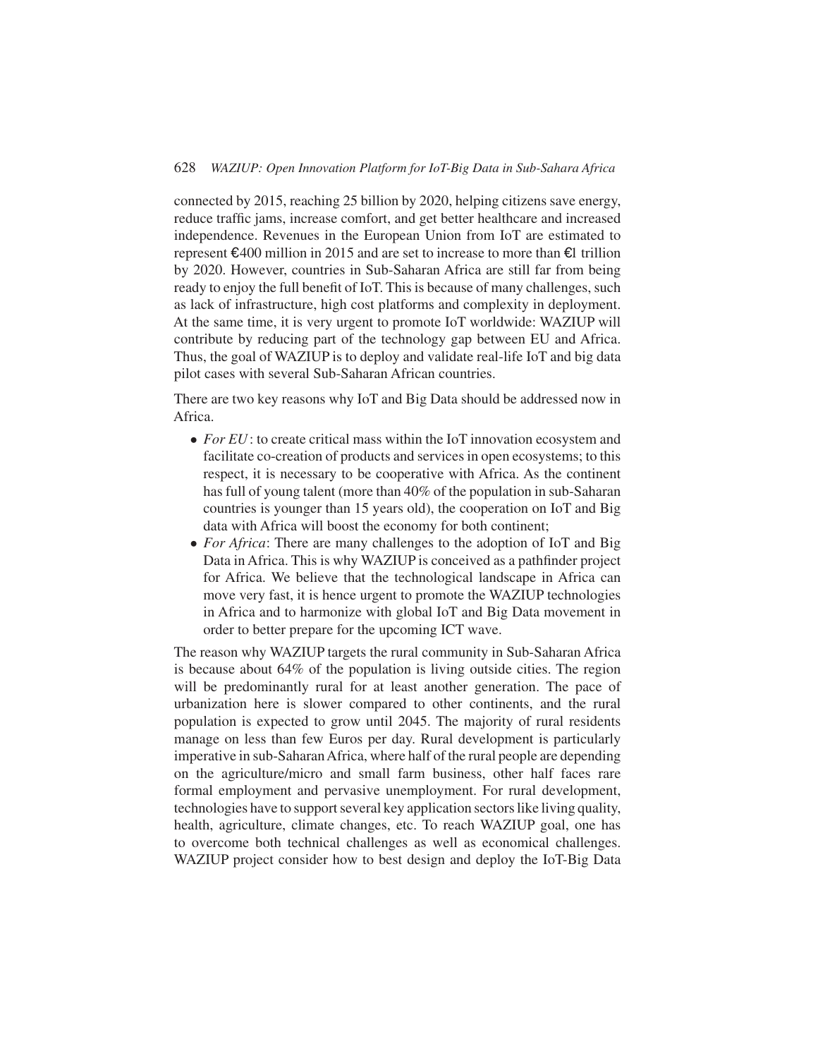connected by 2015, reaching 25 billion by 2020, helping citizens save energy, reduce traffic jams, increase comfort, and get better healthcare and increased independence. Revenues in the European Union from IoT are estimated to represent €400 million in 2015 and are set to increase to more than €1 trillion by 2020. However, countries in Sub-Saharan Africa are still far from being ready to enjoy the full benefit of IoT. This is because of many challenges, such as lack of infrastructure, high cost platforms and complexity in deployment. At the same time, it is very urgent to promote IoT worldwide: WAZIUP will contribute by reducing part of the technology gap between EU and Africa. Thus, the goal of WAZIUP is to deploy and validate real-life IoT and big data pilot cases with several Sub-Saharan African countries.

There are two key reasons why IoT and Big Data should be addressed now in Africa.

- *For EU*: to create critical mass within the IoT innovation ecosystem and facilitate co-creation of products and services in open ecosystems; to this respect, it is necessary to be cooperative with Africa. As the continent has full of young talent (more than 40% of the population in sub-Saharan countries is younger than 15 years old), the cooperation on IoT and Big data with Africa will boost the economy for both continent;
- *For Africa*: There are many challenges to the adoption of IoT and Big Data in Africa. This is why WAZIUP is conceived as a pathfinder project for Africa. We believe that the technological landscape in Africa can move very fast, it is hence urgent to promote the WAZIUP technologies in Africa and to harmonize with global IoT and Big Data movement in order to better prepare for the upcoming ICT wave.

The reason why WAZIUP targets the rural community in Sub-Saharan Africa is because about 64% of the population is living outside cities. The region will be predominantly rural for at least another generation. The pace of urbanization here is slower compared to other continents, and the rural population is expected to grow until 2045. The majority of rural residents manage on less than few Euros per day. Rural development is particularly imperative in sub-Saharan Africa, where half of the rural people are depending on the agriculture/micro and small farm business, other half faces rare formal employment and pervasive unemployment. For rural development, technologies have to support several key application sectors like living quality, health, agriculture, climate changes, etc. To reach WAZIUP goal, one has to overcome both technical challenges as well as economical challenges. WAZIUP project consider how to best design and deploy the IoT-Big Data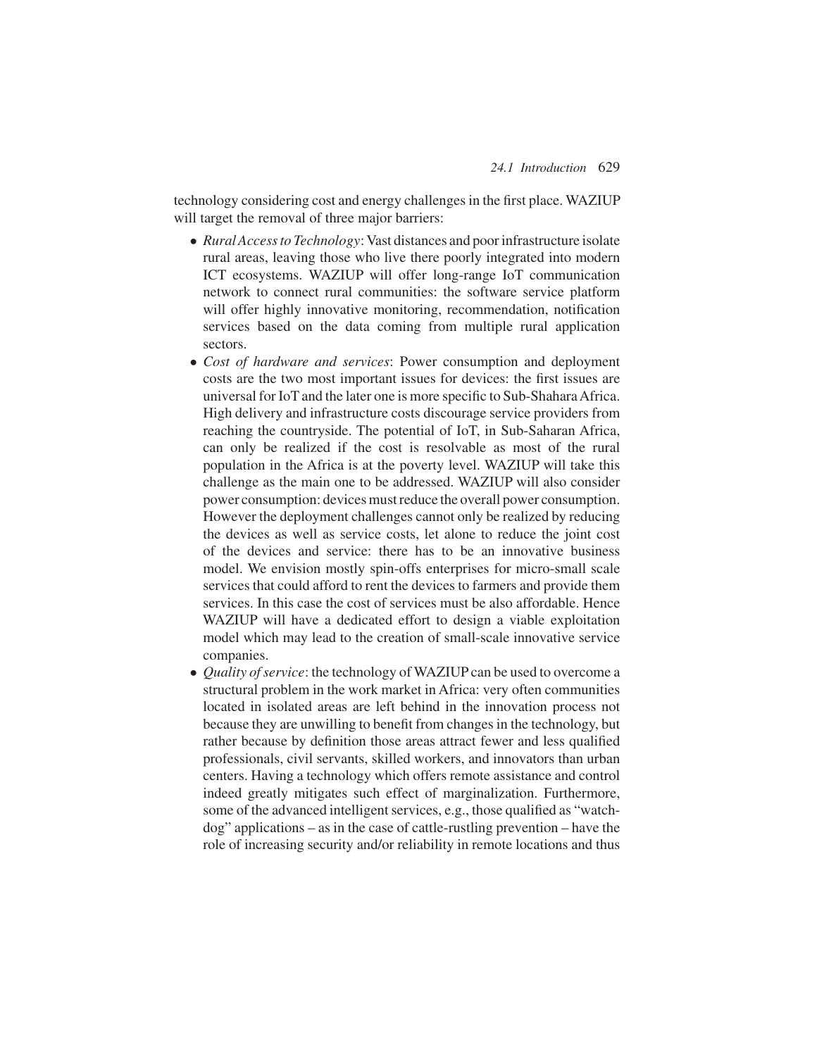technology considering cost and energy challenges in the first place. WAZIUP will target the removal of three major barriers:

- *Rural Access to Technology*: Vast distances and poor infrastructure isolate rural areas, leaving those who live there poorly integrated into modern ICT ecosystems. WAZIUP will offer long-range IoT communication network to connect rural communities: the software service platform will offer highly innovative monitoring, recommendation, notification services based on the data coming from multiple rural application sectors.
- *Cost of hardware and services*: Power consumption and deployment costs are the two most important issues for devices: the first issues are universal for IoT and the later one is more specific to Sub-Shahara Africa. High delivery and infrastructure costs discourage service providers from reaching the countryside. The potential of IoT, in Sub-Saharan Africa, can only be realized if the cost is resolvable as most of the rural population in the Africa is at the poverty level. WAZIUP will take this challenge as the main one to be addressed. WAZIUP will also consider power consumption: devices must reduce the overall power consumption. However the deployment challenges cannot only be realized by reducing the devices as well as service costs, let alone to reduce the joint cost of the devices and service: there has to be an innovative business model. We envision mostly spin-offs enterprises for micro-small scale services that could afford to rent the devices to farmers and provide them services. In this case the cost of services must be also affordable. Hence WAZIUP will have a dedicated effort to design a viable exploitation model which may lead to the creation of small-scale innovative service companies.
- *Quality of service*: the technology of WAZIUP can be used to overcome a structural problem in the work market in Africa: very often communities located in isolated areas are left behind in the innovation process not because they are unwilling to benefit from changes in the technology, but rather because by definition those areas attract fewer and less qualified professionals, civil servants, skilled workers, and innovators than urban centers. Having a technology which offers remote assistance and control indeed greatly mitigates such effect of marginalization. Furthermore, some of the advanced intelligent services, e.g., those qualified as "watch-dog" applications – as in the case of cattle-rustling prevention – have the role of increasing security and/or reliability in remote locations and thus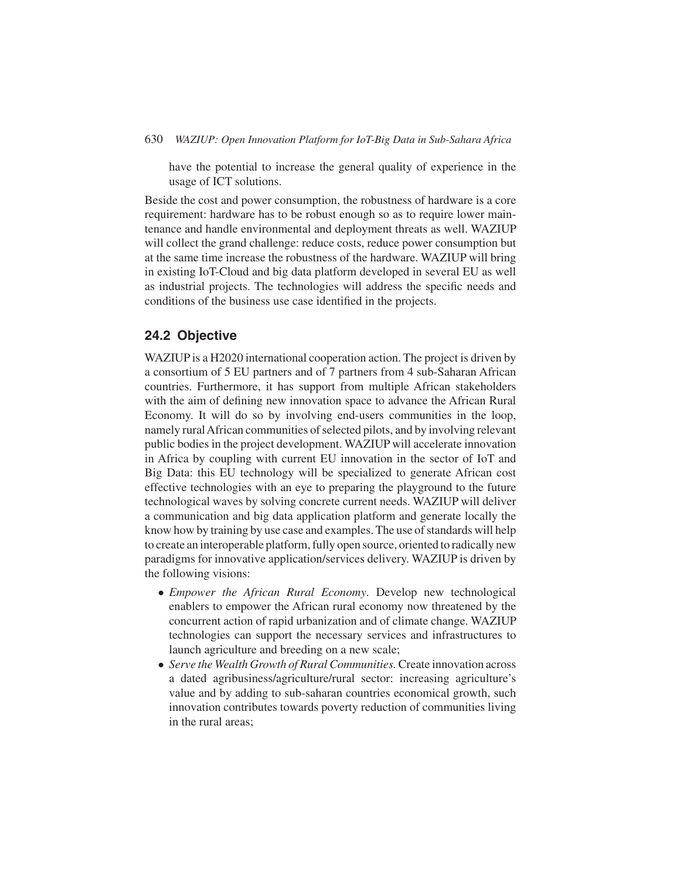have the potential to increase the general quality of experience in the usage of ICT solutions.

Beside the cost and power consumption, the robustness of hardware is a core requirement: hardware has to be robust enough so as to require lower maintenance and handle environmental and deployment threats as well. WAZIUP will collect the grand challenge: reduce costs, reduce power consumption but at the same time increase the robustness of the hardware. WAZIUP will bring in existing IoT-Cloud and big data platform developed in several EU as well as industrial projects. The technologies will address the specific needs and conditions of the business use case identified in the projects.

## 24.2 Objective

WAZIUP is a H2020 international cooperation action. The project is driven by a consortium of 5 EU partners and of 7 partners from 4 sub-Saharan African countries. Furthermore, it has support from multiple African stakeholders with the aim of defining new innovation space to advance the African Rural Economy. It will do so by involving end-users communities in the loop, namely rural African communities of selected pilots, and by involving relevant public bodies in the project development. WAZIUP will accelerate innovation in Africa by coupling with current EU innovation in the sector of IoT and Big Data: this EU technology will be specialized to generate African cost effective technologies with an eye to preparing the playground to the future technological waves by solving concrete current needs. WAZIUP will deliver a communication and big data application platform and generate locally the know how by training by use case and examples. The use of standards will help to create an interoperable platform, fully open source, oriented to radically new paradigms for innovative application/services delivery. WAZIUP is driven by the following visions:

- *Empower the African Rural Economy*. Develop new technological enablers to empower the African rural economy now threatened by the concurrent action of rapid urbanization and of climate change. WAZIUP technologies can support the necessary services and infrastructures to launch agriculture and breeding on a new scale;
- *Serve the Wealth Growth of Rural Communities.* Create innovation across a dated agribusiness/agriculture/rural sector: increasing agriculture's value and by adding to sub-saharan countries economical growth, such innovation contributes towards poverty reduction of communities living in the rural areas;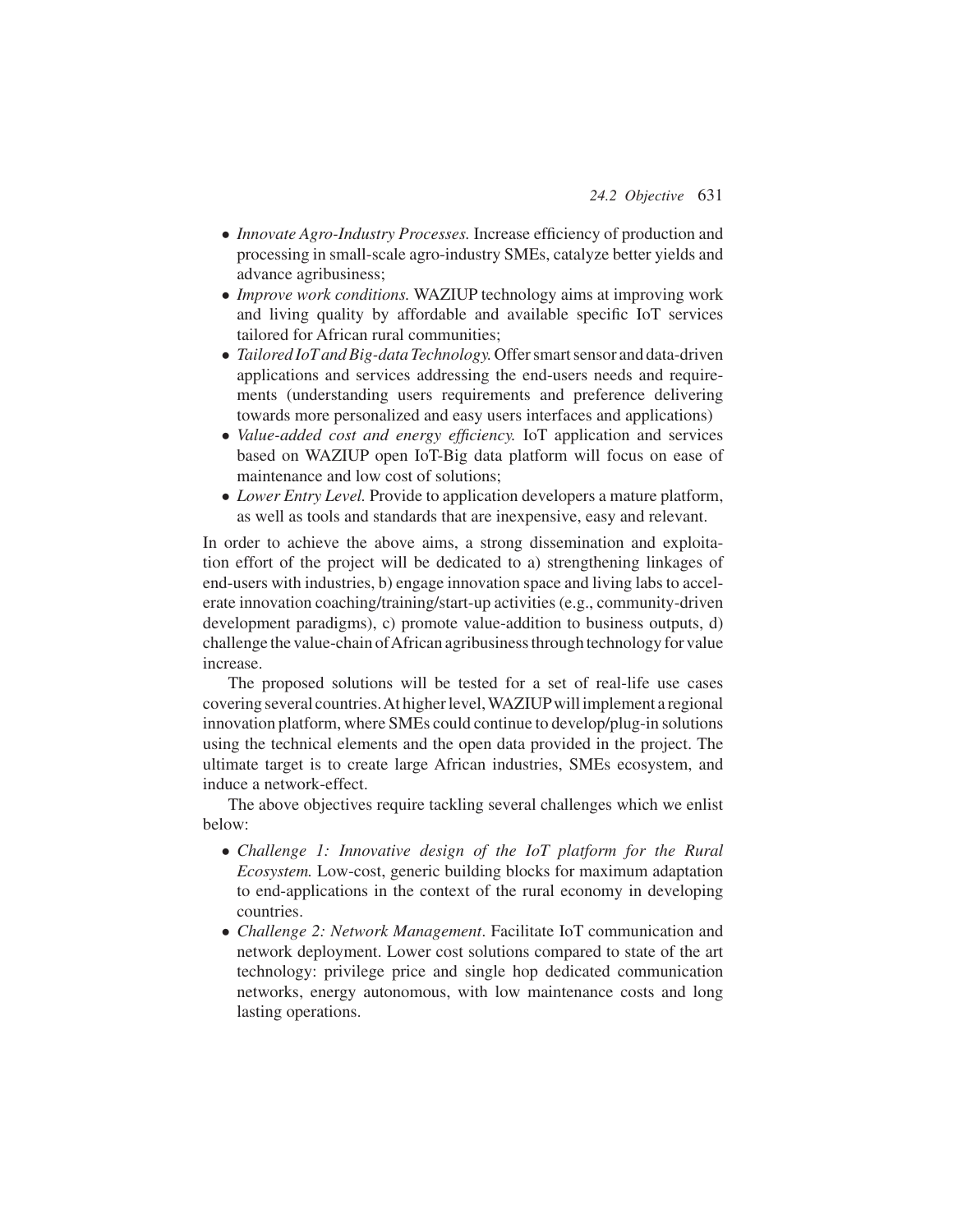- *Innovate Agro-Industry Processes.* Increase efficiency of production and processing in small-scale agro-industry SMEs, catalyze better yields and advance agribusiness;
- *Improve work conditions.* WAZIUP technology aims at improving work and living quality by affordable and available specific IoT services tailored for African rural communities;
- *Tailored IoT and Big-data Technology.* Offer smart sensor and data-driven applications and services addressing the end-users needs and requirements (understanding users requirements and preference delivering towards more personalized and easy users interfaces and applications)
- *Value-added cost and energy efficiency.* IoT application and services based on WAZIUP open IoT-Big data platform will focus on ease of maintenance and low cost of solutions;
- *Lower Entry Level.* Provide to application developers a mature platform, as well as tools and standards that are inexpensive, easy and relevant.

In order to achieve the above aims, a strong dissemination and exploitation effort of the project will be dedicated to a) strengthening linkages of end-users with industries, b) engage innovation space and living labs to accelerate innovation coaching/training/start-up activities (e.g., community-driven development paradigms), c) promote value-addition to business outputs, d) challenge the value-chain of African agribusiness through technology for value increase.

The proposed solutions will be tested for a set of real-life use cases covering several countries. At higher level, WAZIUP will implement a regional innovation platform, where SMEs could continue to develop/plug-in solutions using the technical elements and the open data provided in the project. The ultimate target is to create large African industries, SMEs ecosystem, and induce a network-effect.

The above objectives require tackling several challenges which we enlist below:

- *Challenge 1: Innovative design of the IoT platform for the Rural Ecosystem.* Low-cost, generic building blocks for maximum adaptation to end-applications in the context of the rural economy in developing countries.
- *Challenge 2: Network Management*. Facilitate IoT communication and network deployment. Lower cost solutions compared to state of the art technology: privilege price and single hop dedicated communication networks, energy autonomous, with low maintenance costs and long lasting operations.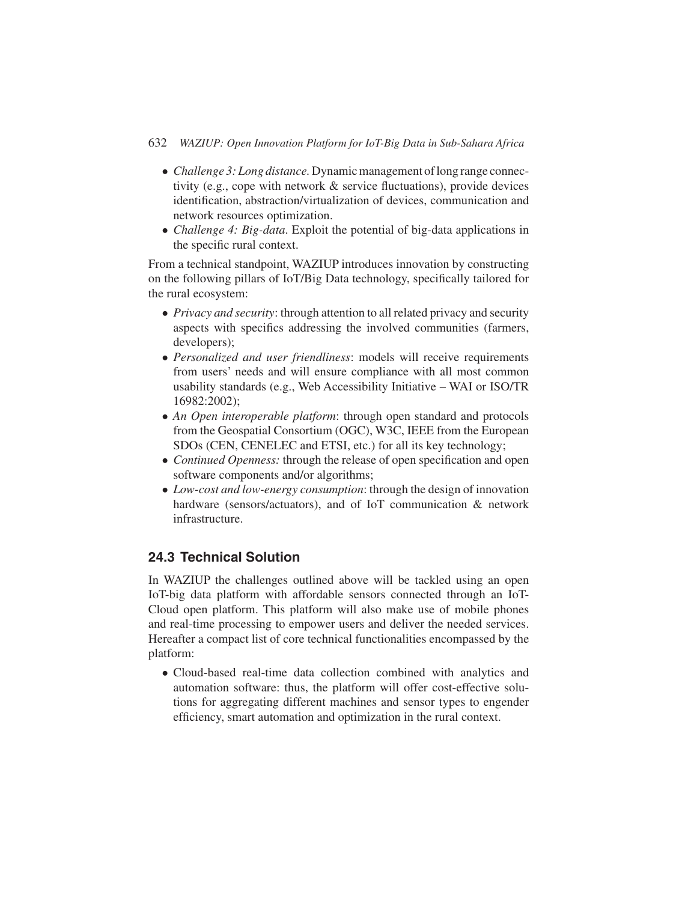- *Challenge 3: Long distance.* Dynamic management of long range connectivity (e.g., cope with network & service fluctuations), provide devices identification, abstraction/virtualization of devices, communication and network resources optimization.
- *Challenge 4: Big-data*. Exploit the potential of big-data applications in the specific rural context.

From a technical standpoint, WAZIUP introduces innovation by constructing on the following pillars of IoT/Big Data technology, specifically tailored for the rural ecosystem:

- *Privacy and security*: through attention to all related privacy and security aspects with specifics addressing the involved communities (farmers, developers);
- *Personalized and user friendliness*: models will receive requirements from users' needs and will ensure compliance with all most common usability standards (e.g., Web Accessibility Initiative – WAI or ISO/TR 16982:2002);
- *An Open interoperable platform*: through open standard and protocols from the Geospatial Consortium (OGC), W3C, IEEE from the European SDOs (CEN, CENELEC and ETSI, etc.) for all its key technology;
- *Continued Openness:* through the release of open specification and open software components and/or algorithms;
- *Low-cost and low-energy consumption*: through the design of innovation hardware (sensors/actuators), and of IoT communication & network infrastructure.

## 24.3 Technical Solution

In WAZIUP the challenges outlined above will be tackled using an open IoT-big data platform with affordable sensors connected through an IoT-Cloud open platform. This platform will also make use of mobile phones and real-time processing to empower users and deliver the needed services. Hereafter a compact list of core technical functionalities encompassed by the platform:

- Cloud-based real-time data collection combined with analytics and automation software: thus, the platform will offer cost-effective solutions for aggregating different machines and sensor types to engender efficiency, smart automation and optimization in the rural context.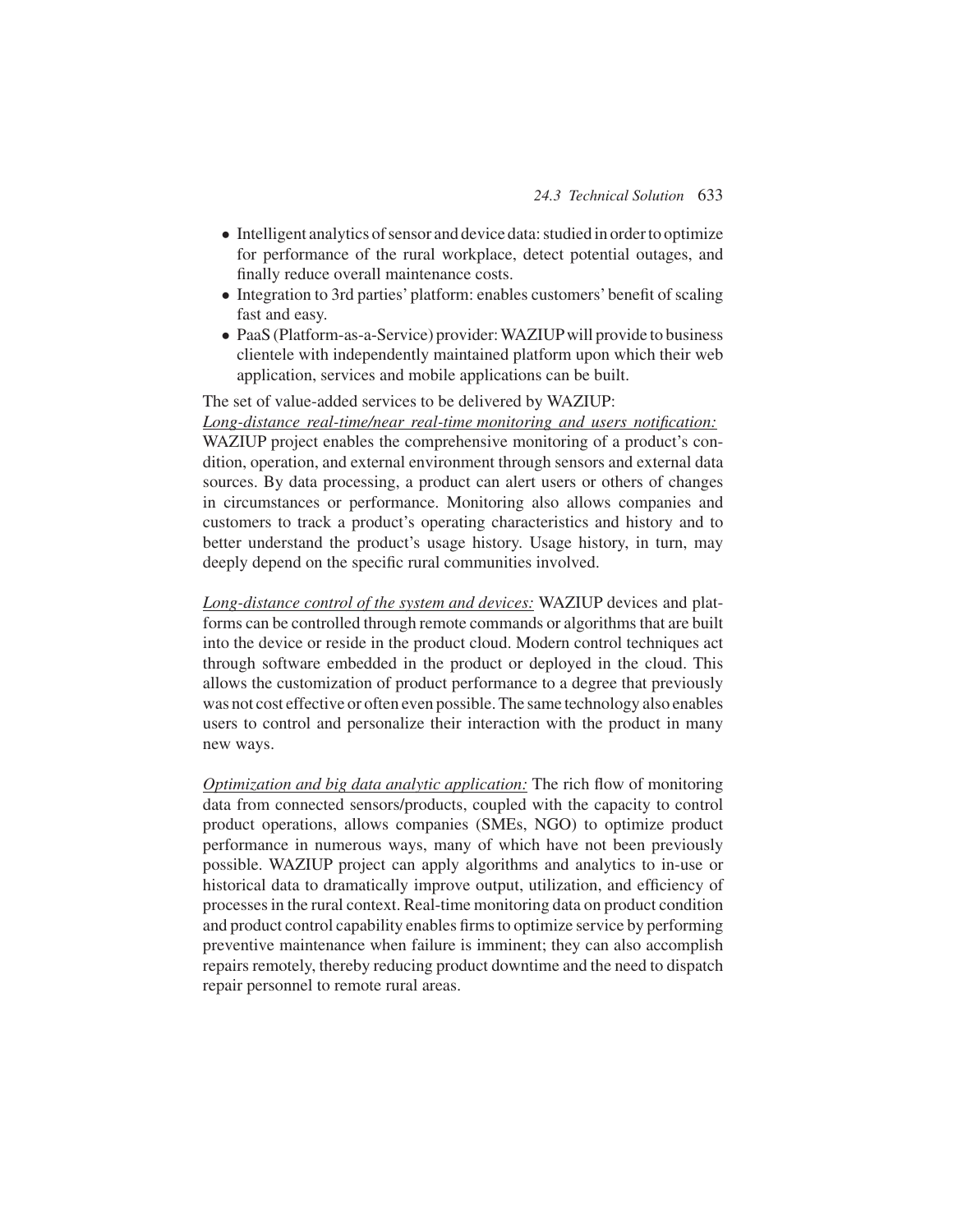- Intelligent analytics of sensor and device data: studied in order to optimize for performance of the rural workplace, detect potential outages, and finally reduce overall maintenance costs.
- Integration to 3rd parties' platform: enables customers' benefit of scaling fast and easy.
- PaaS (Platform-as-a-Service) provider: WAZIUP will provide to business clientele with independently maintained platform upon which their web application, services and mobile applications can be built.

The set of value-added services to be delivered by WAZIUP:

*Long-distance real-time/near real-time monitoring and users notification:* WAZIUP project enables the comprehensive monitoring of a product's condition, operation, and external environment through sensors and external data sources. By data processing, a product can alert users or others of changes in circumstances or performance. Monitoring also allows companies and customers to track a product's operating characteristics and history and to better understand the product's usage history. Usage history, in turn, may deeply depend on the specific rural communities involved.

*Long-distance control of the system and devices:* WAZIUP devices and platforms can be controlled through remote commands or algorithms that are built into the device or reside in the product cloud. Modern control techniques act through software embedded in the product or deployed in the cloud. This allows the customization of product performance to a degree that previously was not cost effective or often even possible. The same technology also enables users to control and personalize their interaction with the product in many new ways.

*Optimization and big data analytic application:* The rich flow of monitoring data from connected sensors/products, coupled with the capacity to control product operations, allows companies (SMEs, NGO) to optimize product performance in numerous ways, many of which have not been previously possible. WAZIUP project can apply algorithms and analytics to in-use or historical data to dramatically improve output, utilization, and efficiency of processes in the rural context. Real-time monitoring data on product condition and product control capability enables firms to optimize service by performing preventive maintenance when failure is imminent; they can also accomplish repairs remotely, thereby reducing product downtime and the need to dispatch repair personnel to remote rural areas.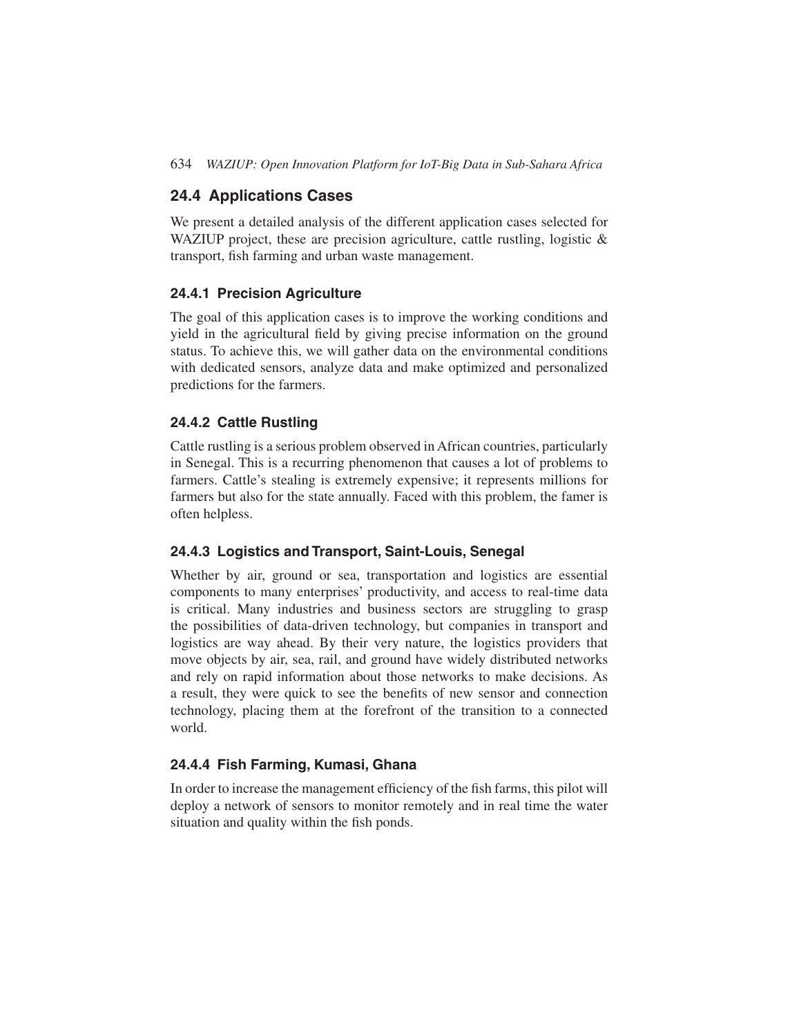## 24.4 Applications Cases

We present a detailed analysis of the different application cases selected for WAZIUP project, these are precision agriculture, cattle rustling, logistic & transport, fish farming and urban waste management.

### 24.4.1 Precision Agriculture

The goal of this application cases is to improve the working conditions and yield in the agricultural field by giving precise information on the ground status. To achieve this, we will gather data on the environmental conditions with dedicated sensors, analyze data and make optimized and personalized predictions for the farmers.

### 24.4.2 Cattle Rustling

Cattle rustling is a serious problem observed in African countries, particularly in Senegal. This is a recurring phenomenon that causes a lot of problems to farmers. Cattle's stealing is extremely expensive; it represents millions for farmers but also for the state annually. Faced with this problem, the famer is often helpless.

### 24.4.3 Logistics and Transport, Saint-Louis, Senegal

Whether by air, ground or sea, transportation and logistics are essential components to many enterprises' productivity, and access to real-time data is critical. Many industries and business sectors are struggling to grasp the possibilities of data-driven technology, but companies in transport and logistics are way ahead. By their very nature, the logistics providers that move objects by air, sea, rail, and ground have widely distributed networks and rely on rapid information about those networks to make decisions. As a result, they were quick to see the benefits of new sensor and connection technology, placing them at the forefront of the transition to a connected world.

### 24.4.4 Fish Farming, Kumasi, Ghana

In order to increase the management efficiency of the fish farms, this pilot will deploy a network of sensors to monitor remotely and in real time the water situation and quality within the fish ponds.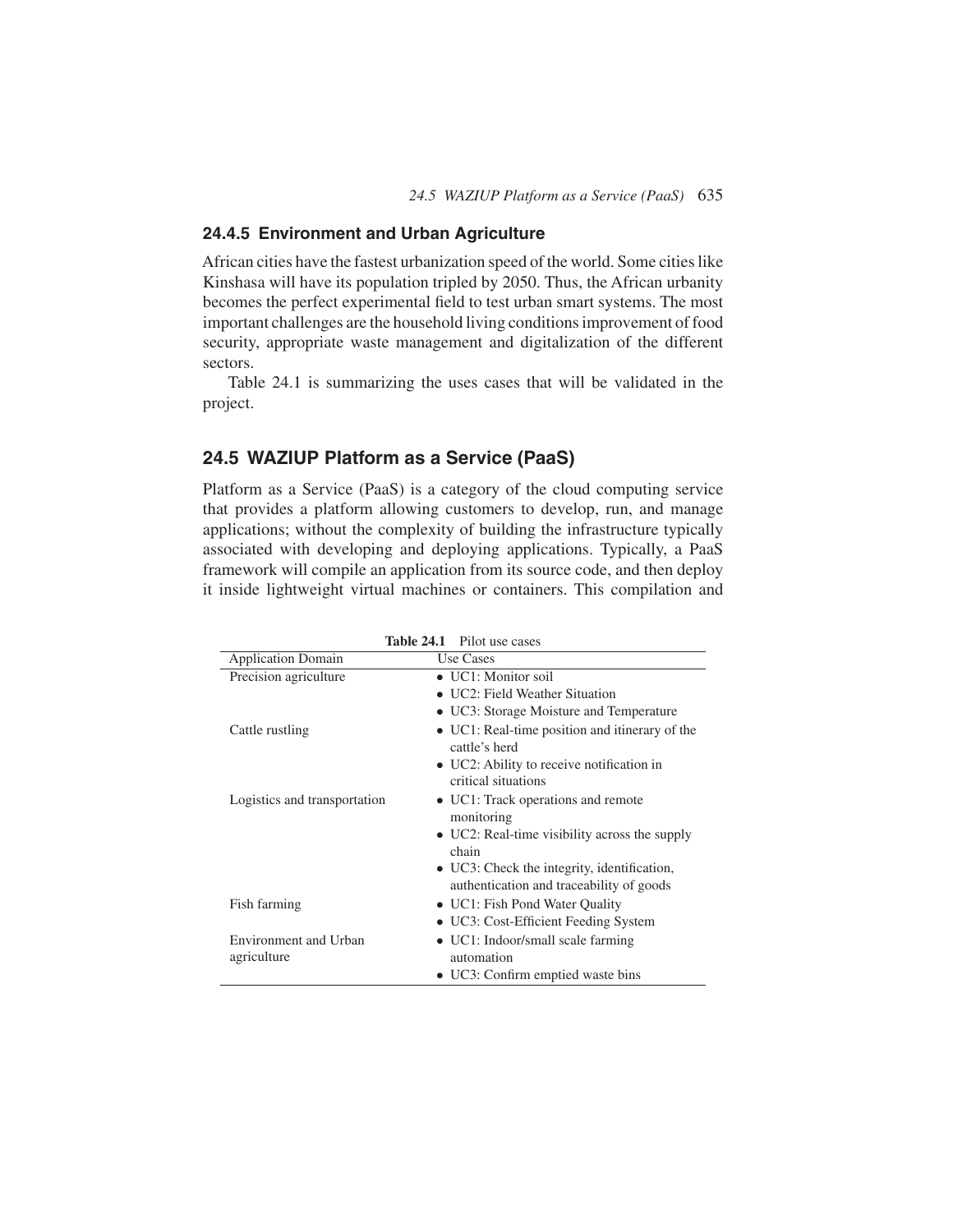### 24.4.5 Environment and Urban Agriculture

African cities have the fastest urbanization speed of the world. Some cities like Kinshasa will have its population tripled by 2050. Thus, the African urbanity becomes the perfect experimental field to test urban smart systems. The most important challenges are the household living conditions improvement of food security, appropriate waste management and digitalization of the different sectors.

Table 24.1 is summarizing the uses cases that will be validated in the project.

## 24.5 WAZIUP Platform as a Service (PaaS)

Platform as a Service (PaaS) is a category of the cloud computing service that provides a platform allowing customers to develop, run, and manage applications; without the complexity of building the infrastructure typically associated with developing and deploying applications. Typically, a PaaS framework will compile an application from its source code, and then deploy it inside lightweight virtual machines or containers. This compilation and

**Table 24.1** Pilot use cases

| Application Domain | Use Cases |
|---|---|
| Precision agriculture | • UC1: Monitor soil<br>• UC2: Field Weather Situation<br>• UC3: Storage Moisture and Temperature |
| Cattle rustling | • UC1: Real-time position and itinerary of the cattle's herd<br>• UC2: Ability to receive notification in critical situations |
| Logistics and transportation | • UC1: Track operations and remote monitoring<br>• UC2: Real-time visibility across the supply chain<br>• UC3: Check the integrity, identification, authentication and traceability of goods |
| Fish farming | • UC1: Fish Pond Water Quality<br>• UC3: Cost-Efficient Feeding System |
| Environment and Urban agriculture | • UC1: Indoor/small scale farming automation<br>• UC3: Confirm emptied waste bins |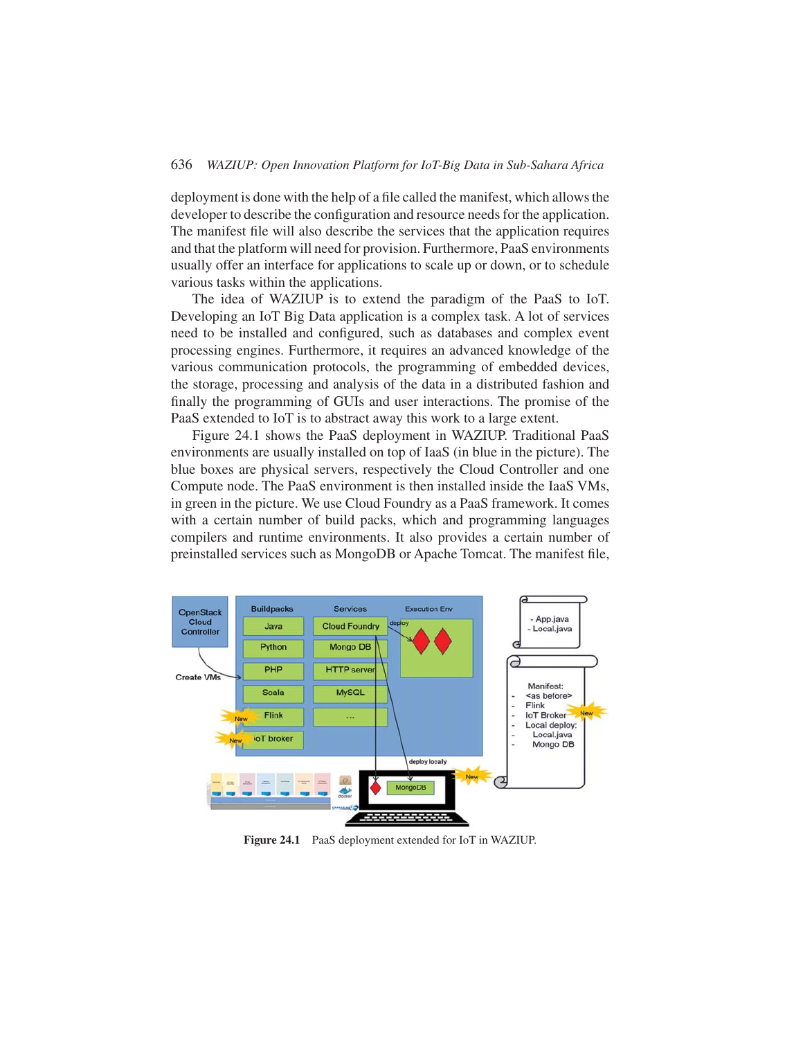deployment is done with the help of a file called the manifest, which allows the developer to describe the configuration and resource needs for the application. The manifest file will also describe the services that the application requires and that the platform will need for provision. Furthermore, PaaS environments usually offer an interface for applications to scale up or down, or to schedule various tasks within the applications.

The idea of WAZIUP is to extend the paradigm of the PaaS to IoT. Developing an IoT Big Data application is a complex task. A lot of services need to be installed and configured, such as databases and complex event processing engines. Furthermore, it requires an advanced knowledge of the various communication protocols, the programming of embedded devices, the storage, processing and analysis of the data in a distributed fashion and finally the programming of GUIs and user interactions. The promise of the PaaS extended to IoT is to abstract away this work to a large extent.

Figure 24.1 shows the PaaS deployment in WAZIUP. Traditional PaaS environments are usually installed on top of IaaS (in blue in the picture). The blue boxes are physical servers, respectively the Cloud Controller and one Compute node. The PaaS environment is then installed inside the IaaS VMs, in green in the picture. We use Cloud Foundry as a PaaS framework. It comes with a certain number of build packs, which and programming languages compilers and runtime environments. It also provides a certain number of preinstalled services such as MongoDB or Apache Tomcat. The manifest file,

**Figure 24.1** PaaS deployment extended for IoT in WAZIUP.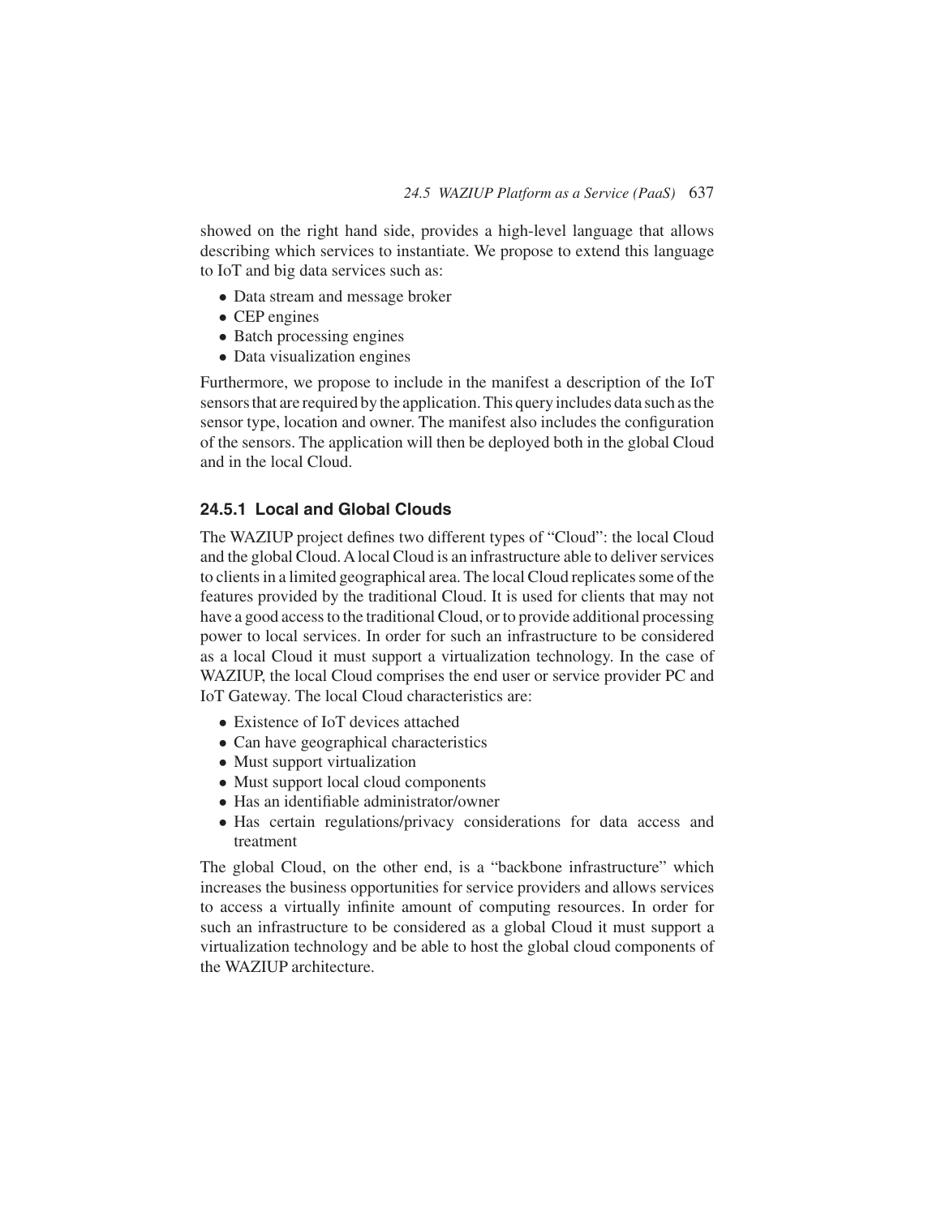showed on the right hand side, provides a high-level language that allows describing which services to instantiate. We propose to extend this language to IoT and big data services such as:

- Data stream and message broker
- CEP engines
- Batch processing engines
- Data visualization engines

Furthermore, we propose to include in the manifest a description of the IoT sensors that are required by the application. This query includes data such as the sensor type, location and owner. The manifest also includes the configuration of the sensors. The application will then be deployed both in the global Cloud and in the local Cloud.

### 24.5.1 Local and Global Clouds

The WAZIUP project defines two different types of "Cloud": the local Cloud and the global Cloud. A local Cloud is an infrastructure able to deliver services to clients in a limited geographical area. The local Cloud replicates some of the features provided by the traditional Cloud. It is used for clients that may not have a good access to the traditional Cloud, or to provide additional processing power to local services. In order for such an infrastructure to be considered as a local Cloud it must support a virtualization technology. In the case of WAZIUP, the local Cloud comprises the end user or service provider PC and IoT Gateway. The local Cloud characteristics are:

- Existence of IoT devices attached
- Can have geographical characteristics
- Must support virtualization
- Must support local cloud components
- Has an identifiable administrator/owner
- Has certain regulations/privacy considerations for data access and treatment

The global Cloud, on the other end, is a "backbone infrastructure" which increases the business opportunities for service providers and allows services to access a virtually infinite amount of computing resources. In order for such an infrastructure to be considered as a global Cloud it must support a virtualization technology and be able to host the global cloud components of the WAZIUP architecture.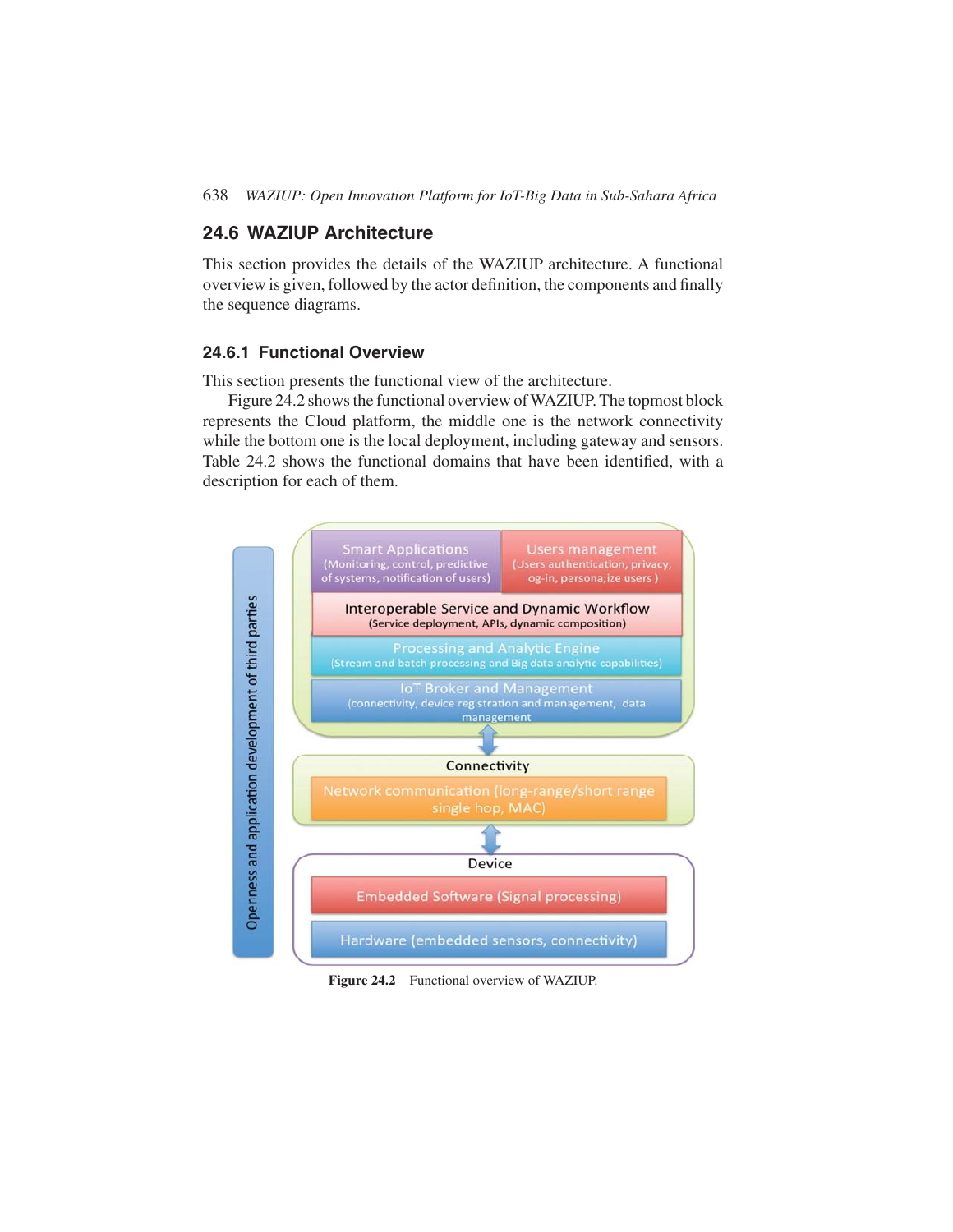## 24.6 WAZIUP Architecture

This section provides the details of the WAZIUP architecture. A functional overview is given, followed by the actor definition, the components and finally the sequence diagrams.

### 24.6.1 Functional Overview

This section presents the functional view of the architecture.

Figure 24.2 shows the functional overview of WAZIUP. The topmost block represents the Cloud platform, the middle one is the network connectivity while the bottom one is the local deployment, including gateway and sensors. Table 24.2 shows the functional domains that have been identified, with a description for each of them.

**Figure 24.2** Functional overview of WAZIUP.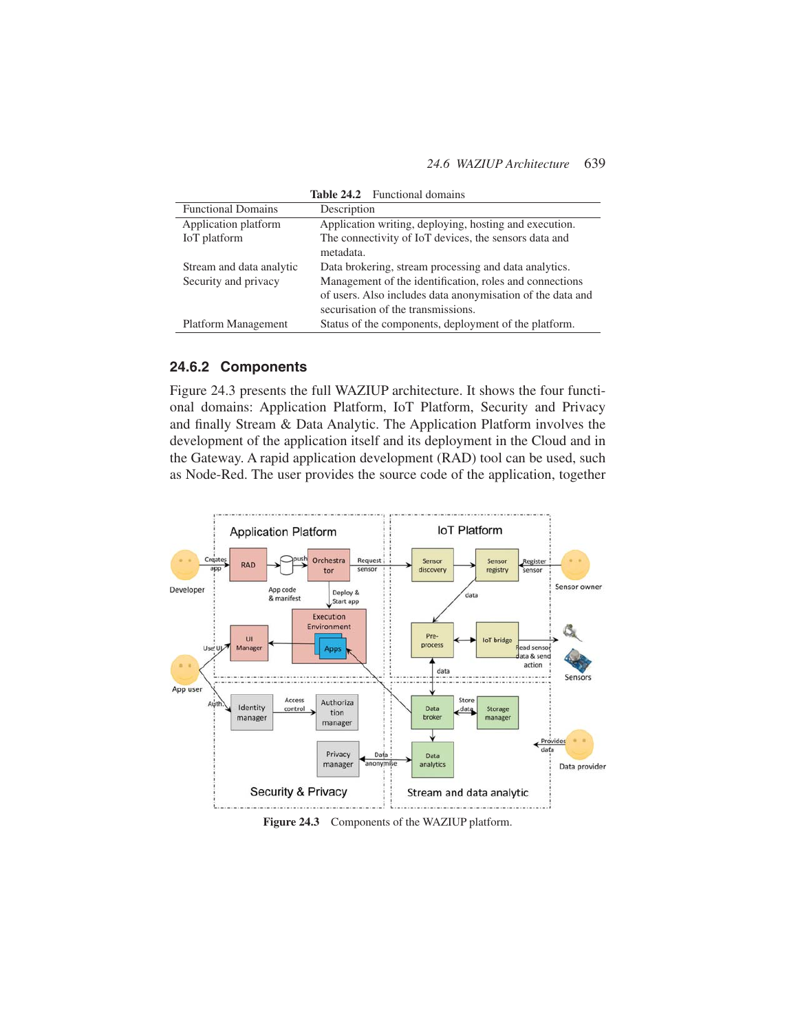**Table 24.2** Functional domains

| Functional Domains | Description |
|---|---|
| Application platform | Application writing, deploying, hosting and execution. |
| IoT platform | The connectivity of IoT devices, the sensors data and metadata. |
| Stream and data analytic | Data brokering, stream processing and data analytics. |
| Security and privacy | Management of the identification, roles and connections of users. Also includes data anonymisation of the data and securisation of the transmissions. |
| Platform Management | Status of the components, deployment of the platform. |

### 24.6.2 Components

Figure 24.3 presents the full WAZIUP architecture. It shows the four functional domains: Application Platform, IoT Platform, Security and Privacy and finally Stream & Data Analytic. The Application Platform involves the development of the application itself and its deployment in the Cloud and in the Gateway. A rapid application development (RAD) tool can be used, such as Node-Red. The user provides the source code of the application, together

**Figure 24.3** Components of the WAZIUP platform.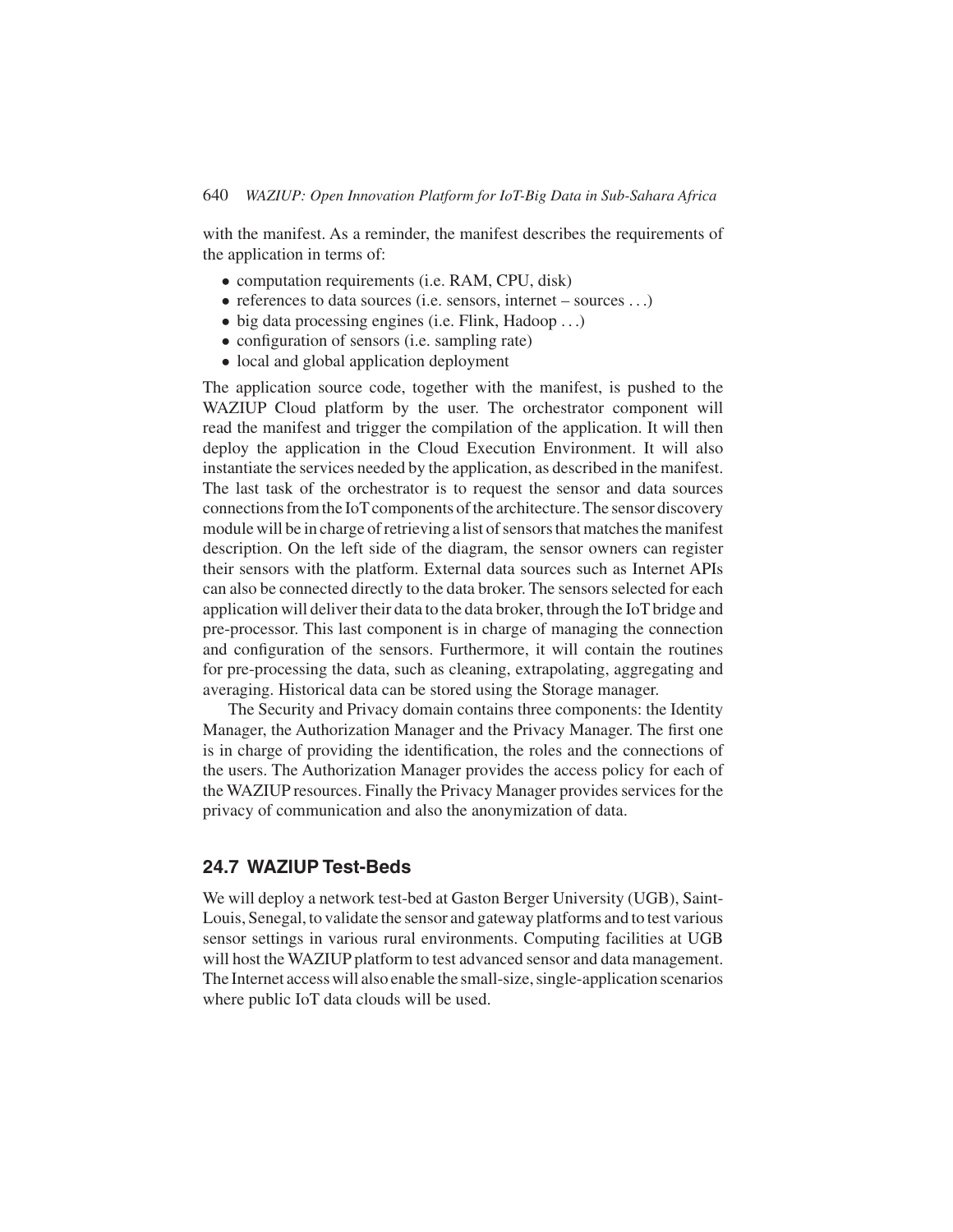with the manifest. As a reminder, the manifest describes the requirements of the application in terms of:

- computation requirements (i.e. RAM, CPU, disk)
- references to data sources (i.e. sensors, internet – sources ...)
- big data processing engines (i.e. Flink, Hadoop ...)
- configuration of sensors (i.e. sampling rate)
- local and global application deployment

The application source code, together with the manifest, is pushed to the WAZIUP Cloud platform by the user. The orchestrator component will read the manifest and trigger the compilation of the application. It will then deploy the application in the Cloud Execution Environment. It will also instantiate the services needed by the application, as described in the manifest. The last task of the orchestrator is to request the sensor and data sources connections from the IoT components of the architecture. The sensor discovery module will be in charge of retrieving a list of sensors that matches the manifest description. On the left side of the diagram, the sensor owners can register their sensors with the platform. External data sources such as Internet APIs can also be connected directly to the data broker. The sensors selected for each application will deliver their data to the data broker, through the IoT bridge and pre-processor. This last component is in charge of managing the connection and configuration of the sensors. Furthermore, it will contain the routines for pre-processing the data, such as cleaning, extrapolating, aggregating and averaging. Historical data can be stored using the Storage manager.

The Security and Privacy domain contains three components: the Identity Manager, the Authorization Manager and the Privacy Manager. The first one is in charge of providing the identification, the roles and the connections of the users. The Authorization Manager provides the access policy for each of the WAZIUP resources. Finally the Privacy Manager provides services for the privacy of communication and also the anonymization of data.

## 24.7 WAZIUP Test-Beds

We will deploy a network test-bed at Gaston Berger University (UGB), Saint-Louis, Senegal, to validate the sensor and gateway platforms and to test various sensor settings in various rural environments. Computing facilities at UGB will host the WAZIUP platform to test advanced sensor and data management. The Internet access will also enable the small-size, single-application scenarios where public IoT data clouds will be used.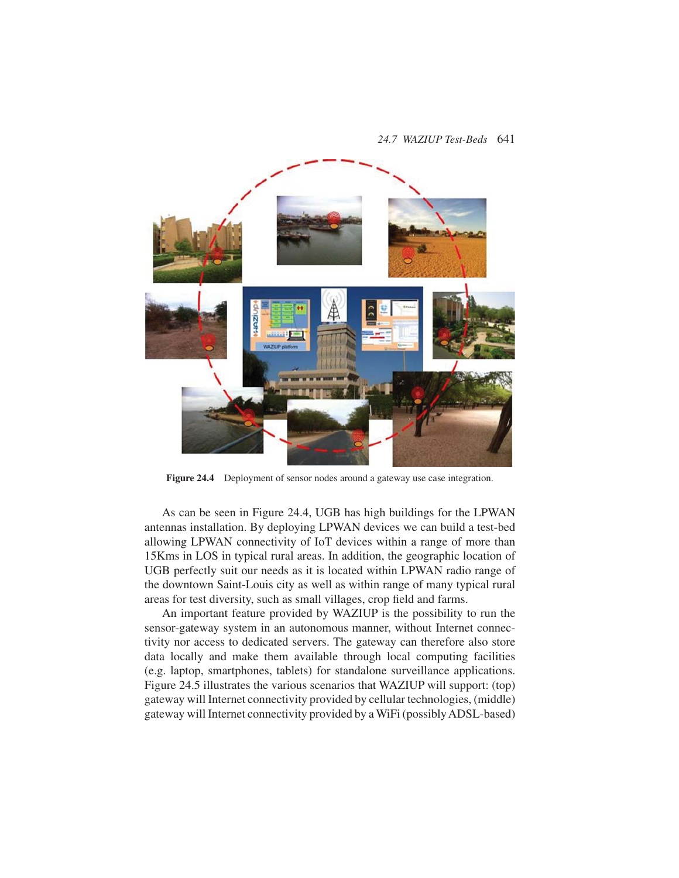Figure 24.4 Deployment of sensor nodes around a gateway use case integration.

As can be seen in Figure 24.4, UGB has high buildings for the LPWAN antennas installation. By deploying LPWAN devices we can build a test-bed allowing LPWAN connectivity of IoT devices within a range of more than 15Kms in LOS in typical rural areas. In addition, the geographic location of UGB perfectly suit our needs as it is located within LPWAN radio range of the downtown Saint-Louis city as well as within range of many typical rural areas for test diversity, such as small villages, crop field and farms.

An important feature provided by WAZIUP is the possibility to run the sensor-gateway system in an autonomous manner, without Internet connectivity nor access to dedicated servers. The gateway can therefore also store data locally and make them available through local computing facilities (e.g. laptop, smartphones, tablets) for standalone surveillance applications. Figure 24.5 illustrates the various scenarios that WAZIUP will support: (top) gateway will Internet connectivity provided by cellular technologies, (middle) gateway will Internet connectivity provided by a WiFi (possibly ADSL-based)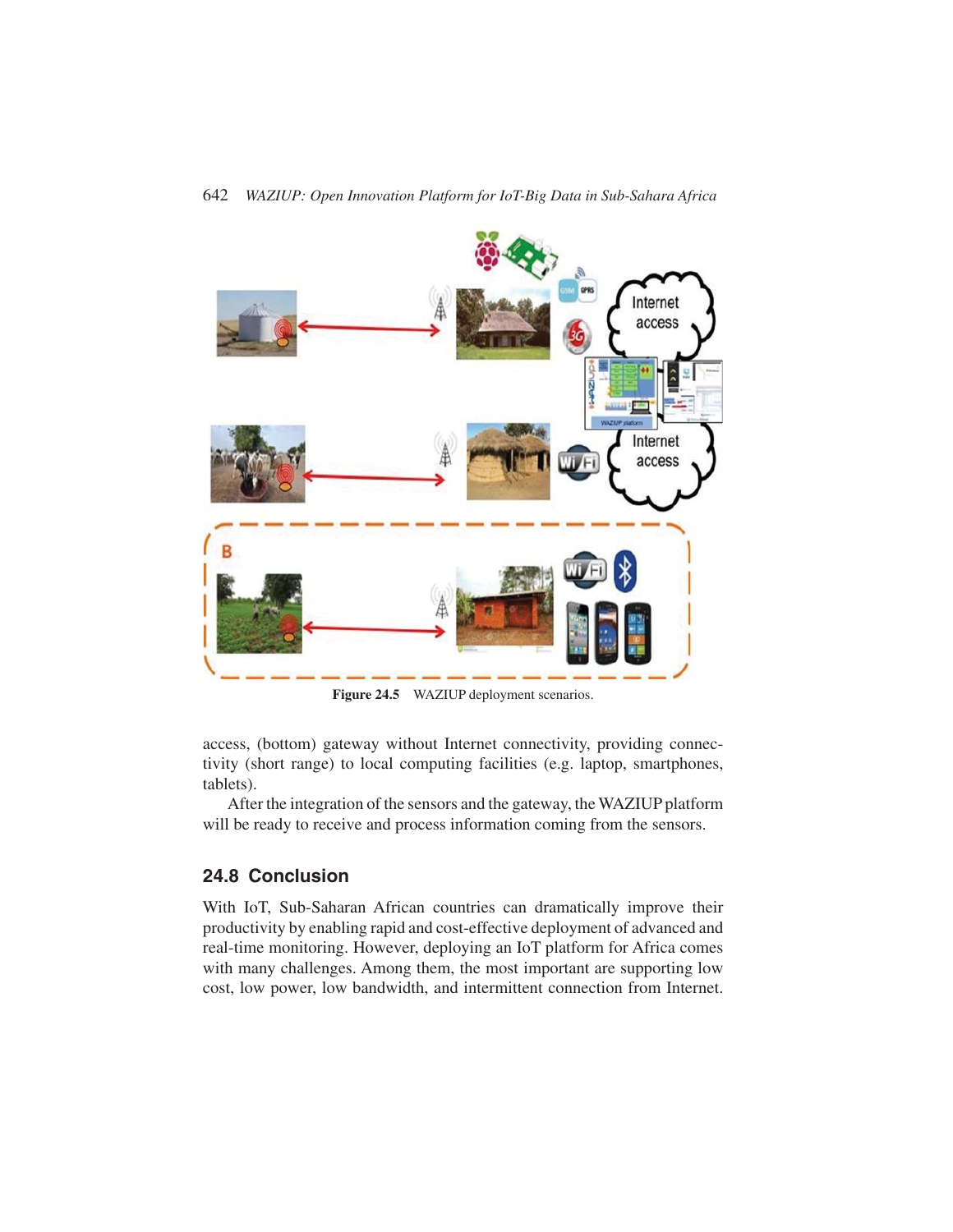Figure 24.5 WAZIUP deployment scenarios.

access, (bottom) gateway without Internet connectivity, providing connectivity (short range) to local computing facilities (e.g. laptop, smartphones, tablets).

After the integration of the sensors and the gateway, the WAZIUP platform will be ready to receive and process information coming from the sensors.

## 24.8 Conclusion

With IoT, Sub-Saharan African countries can dramatically improve their productivity by enabling rapid and cost-effective deployment of advanced and real-time monitoring. However, deploying an IoT platform for Africa comes with many challenges. Among them, the most important are supporting low cost, low power, low bandwidth, and intermittent connection from Internet.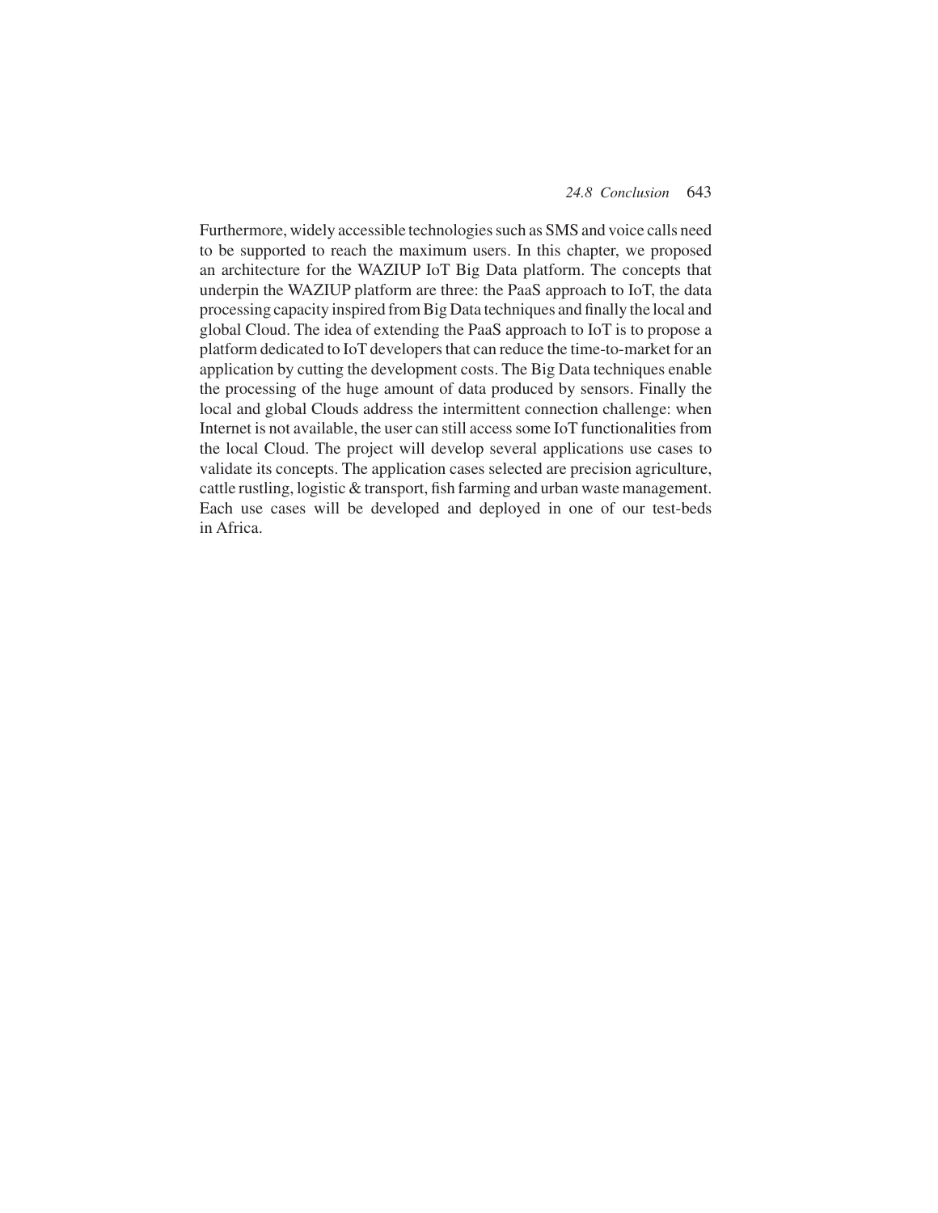Furthermore, widely accessible technologies such as SMS and voice calls need to be supported to reach the maximum users. In this chapter, we proposed an architecture for the WAZIUP IoT Big Data platform. The concepts that underpin the WAZIUP platform are three: the PaaS approach to IoT, the data processing capacity inspired from Big Data techniques and finally the local and global Cloud. The idea of extending the PaaS approach to IoT is to propose a platform dedicated to IoT developers that can reduce the time-to-market for an application by cutting the development costs. The Big Data techniques enable the processing of the huge amount of data produced by sensors. Finally the local and global Clouds address the intermittent connection challenge: when Internet is not available, the user can still access some IoT functionalities from the local Cloud. The project will develop several applications use cases to validate its concepts. The application cases selected are precision agriculture, cattle rustling, logistic & transport, fish farming and urban waste management. Each use cases will be developed and deployed in one of our test-beds in Africa.